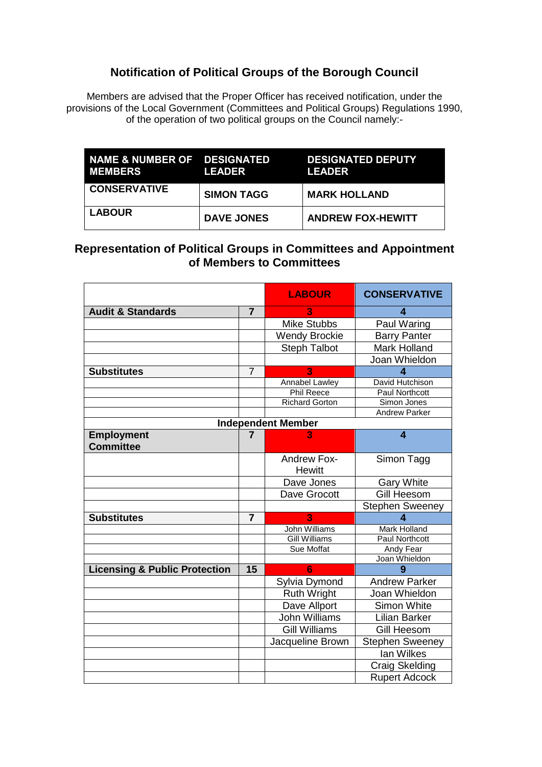## Notification of Political Groups of the Borough Council

Members are advised that the Proper Officer has received notification, under the provisions of the Local Government (Committees and Political Groups) Regulations 1990, of the operation of two political groups on the Council namely:-

| NAME & NUMBER OF MEMBERS | DESIGNATED LEADER | DESIGNATED DEPUTY LEADER |
|---|---|---|
| CONSERVATIVE | SIMON TAGG | MARK HOLLAND |
| LABOUR | DAVE JONES | ANDREW FOX-HEWITT |

## Representation of Political Groups in Committees and Appointment of Members to Committees

| | | LABOUR | CONSERVATIVE |
|---|---|---|---|
| **Audit & Standards** | **7** | **3** | **4** |
| | | Mike Stubbs | Paul Waring |
| | | Wendy Brockie | Barry Panter |
| | | Steph Talbot | Mark Holland |
| | | | Joan Whieldon |
| **Substitutes** | 7 | **3** | **4** |
| | | Annabel Lawley | David Hutchison |
| | | Phil Reece | Paul Northcott |
| | | Richard Gorton | Simon Jones |
| | | | Andrew Parker |
| **Independent Member** | | | |
| **Employment Committee** | **7** | **3** | **4** |
| | | Andrew Fox-Hewitt | Simon Tagg |
| | | Dave Jones | Gary White |
| | | Dave Grocott | Gill Heesom |
| | | | Stephen Sweeney |
| **Substitutes** | **7** | **3** | **4** |
| | | John Williams | Mark Holland |
| | | Gill Williams | Paul Northcott |
| | | Sue Moffat | Andy Fear |
| | | | Joan Whieldon |
| **Licensing & Public Protection** | **15** | **6** | **9** |
| | | Sylvia Dymond | Andrew Parker |
| | | Ruth Wright | Joan Whieldon |
| | | Dave Allport | Simon White |
| | | John Williams | Lilian Barker |
| | | Gill Williams | Gill Heesom |
| | | Jacqueline Brown | Stephen Sweeney |
| | | | Ian Wilkes |
| | | | Craig Skelding |
| | | | Rupert Adcock |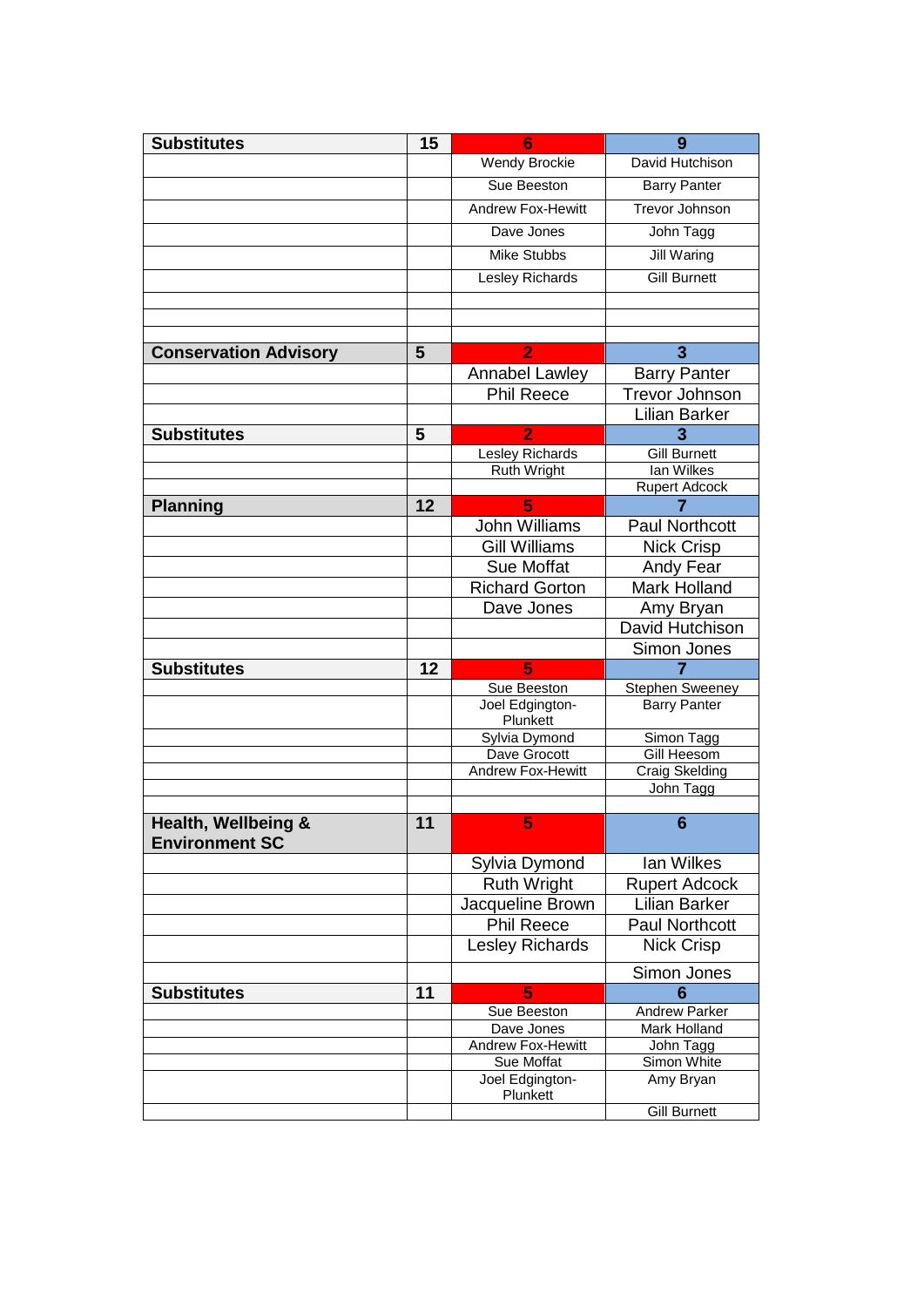| | | | |
|---|---|---|---|
| **Substitutes** | **15** | **6** | **9** |
| | | Wendy Brockie | David Hutchison |
| | | Sue Beeston | Barry Panter |
| | | Andrew Fox-Hewitt | Trevor Johnson |
| | | Dave Jones | John Tagg |
| | | Mike Stubbs | Jill Waring |
| | | Lesley Richards | Gill Burnett |
| | | | |
| | | | |
| | | | |
| **Conservation Advisory** | **5** | **2** | **3** |
| | | Annabel Lawley | Barry Panter |
| | | Phil Reece | Trevor Johnson |
| | | | Lilian Barker |
| **Substitutes** | **5** | **2** | **3** |
| | | Lesley Richards | Gill Burnett |
| | | Ruth Wright | Ian Wilkes |
| | | | Rupert Adcock |
| **Planning** | **12** | **5** | **7** |
| | | John Williams | Paul Northcott |
| | | Gill Williams | Nick Crisp |
| | | Sue Moffat | Andy Fear |
| | | Richard Gorton | Mark Holland |
| | | Dave Jones | Amy Bryan |
| | | | David Hutchison |
| | | | Simon Jones |
| **Substitutes** | **12** | **5** | **7** |
| | | Sue Beeston | Stephen Sweeney |
| | | Joel Edgington-Plunkett | Barry Panter |
| | | Sylvia Dymond | Simon Tagg |
| | | Dave Grocott | Gill Heesom |
| | | Andrew Fox-Hewitt | Craig Skelding |
| | | | John Tagg |
| | | | |
| **Health, Wellbeing & Environment SC** | **11** | **5** | **6** |
| | | Sylvia Dymond | Ian Wilkes |
| | | Ruth Wright | Rupert Adcock |
| | | Jacqueline Brown | Lilian Barker |
| | | Phil Reece | Paul Northcott |
| | | Lesley Richards | Nick Crisp |
| | | | Simon Jones |
| **Substitutes** | **11** | **5** | **6** |
| | | Sue Beeston | Andrew Parker |
| | | Dave Jones | Mark Holland |
| | | Andrew Fox-Hewitt | John Tagg |
| | | Sue Moffat | Simon White |
| | | Joel Edgington-Plunkett | Amy Bryan |
| | | | Gill Burnett |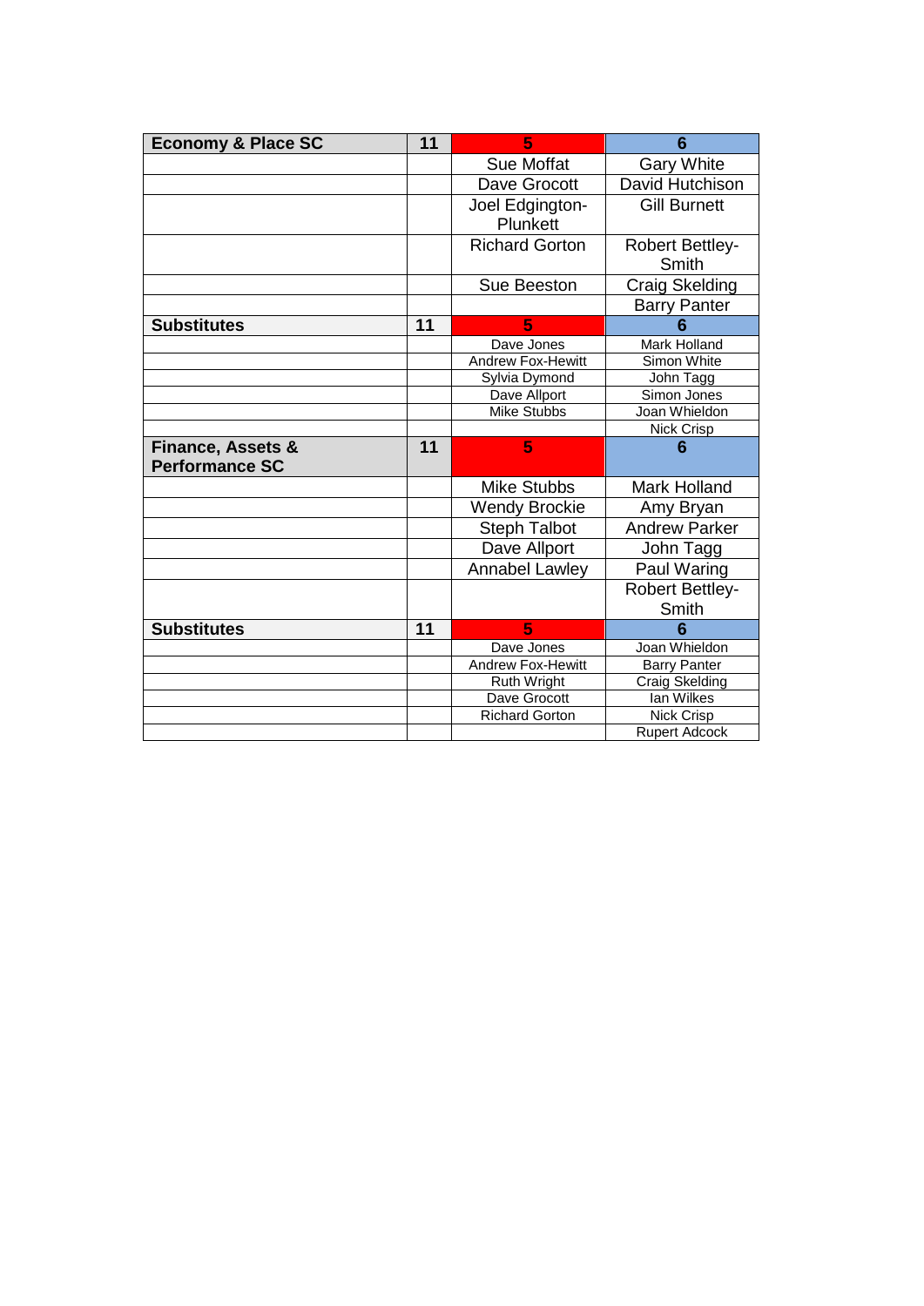| Economy & Place SC | 11 | 5 | 6 |
|---|---|---|---|
| | | Sue Moffat | Gary White |
| | | Dave Grocott | David Hutchison |
| | | Joel Edgington-Plunkett | Gill Burnett |
| | | Richard Gorton | Robert Bettley-Smith |
| | | Sue Beeston | Craig Skelding |
| | | | Barry Panter |
| **Substitutes** | **11** | **5** | **6** |
| | | Dave Jones | Mark Holland |
| | | Andrew Fox-Hewitt | Simon White |
| | | Sylvia Dymond | John Tagg |
| | | Dave Allport | Simon Jones |
| | | Mike Stubbs | Joan Whieldon |
| | | | Nick Crisp |
| **Finance, Assets & Performance SC** | **11** | **5** | **6** |
| | | Mike Stubbs | Mark Holland |
| | | Wendy Brockie | Amy Bryan |
| | | Steph Talbot | Andrew Parker |
| | | Dave Allport | John Tagg |
| | | Annabel Lawley | Paul Waring |
| | | | Robert Bettley-Smith |
| **Substitutes** | **11** | **5** | **6** |
| | | Dave Jones | Joan Whieldon |
| | | Andrew Fox-Hewitt | Barry Panter |
| | | Ruth Wright | Craig Skelding |
| | | Dave Grocott | Ian Wilkes |
| | | Richard Gorton | Nick Crisp |
| | | | Rupert Adcock |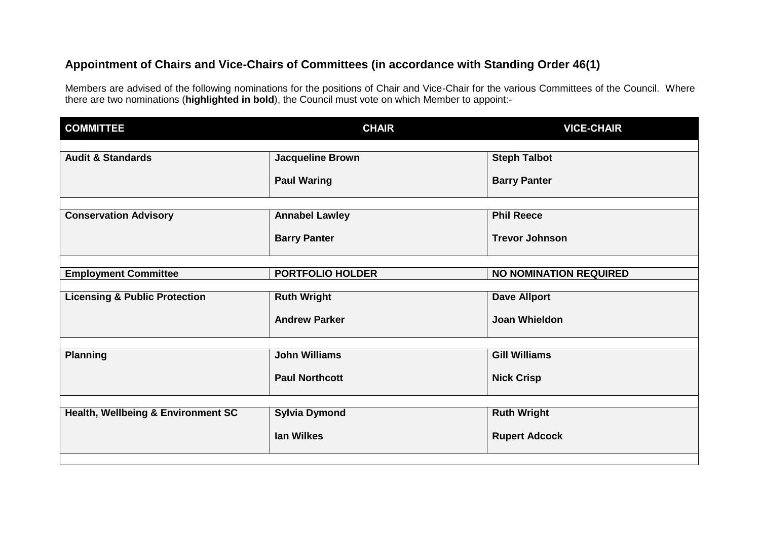## Appointment of Chairs and Vice-Chairs of Committees (in accordance with Standing Order 46(1)

Members are advised of the following nominations for the positions of Chair and Vice-Chair for the various Committees of the Council. Where there are two nominations (**highlighted in bold**), the Council must vote on which Member to appoint:-

| COMMITTEE | CHAIR | VICE-CHAIR |
|---|---|---|
| **Audit & Standards** | **Jacqueline Brown**<br><br>**Paul Waring** | **Steph Talbot**<br><br>**Barry Panter** |
| **Conservation Advisory** | **Annabel Lawley**<br><br>**Barry Panter** | **Phil Reece**<br><br>**Trevor Johnson** |
| **Employment Committee** | **PORTFOLIO HOLDER** | **NO NOMINATION REQUIRED** |
| **Licensing & Public Protection** | **Ruth Wright**<br><br>**Andrew Parker** | **Dave Allport**<br><br>**Joan Whieldon** |
| **Planning** | **John Williams**<br><br>**Paul Northcott** | **Gill Williams**<br><br>**Nick Crisp** |
| **Health, Wellbeing & Environment SC** | **Sylvia Dymond**<br><br>**Ian Wilkes** | **Ruth Wright**<br><br>**Rupert Adcock** |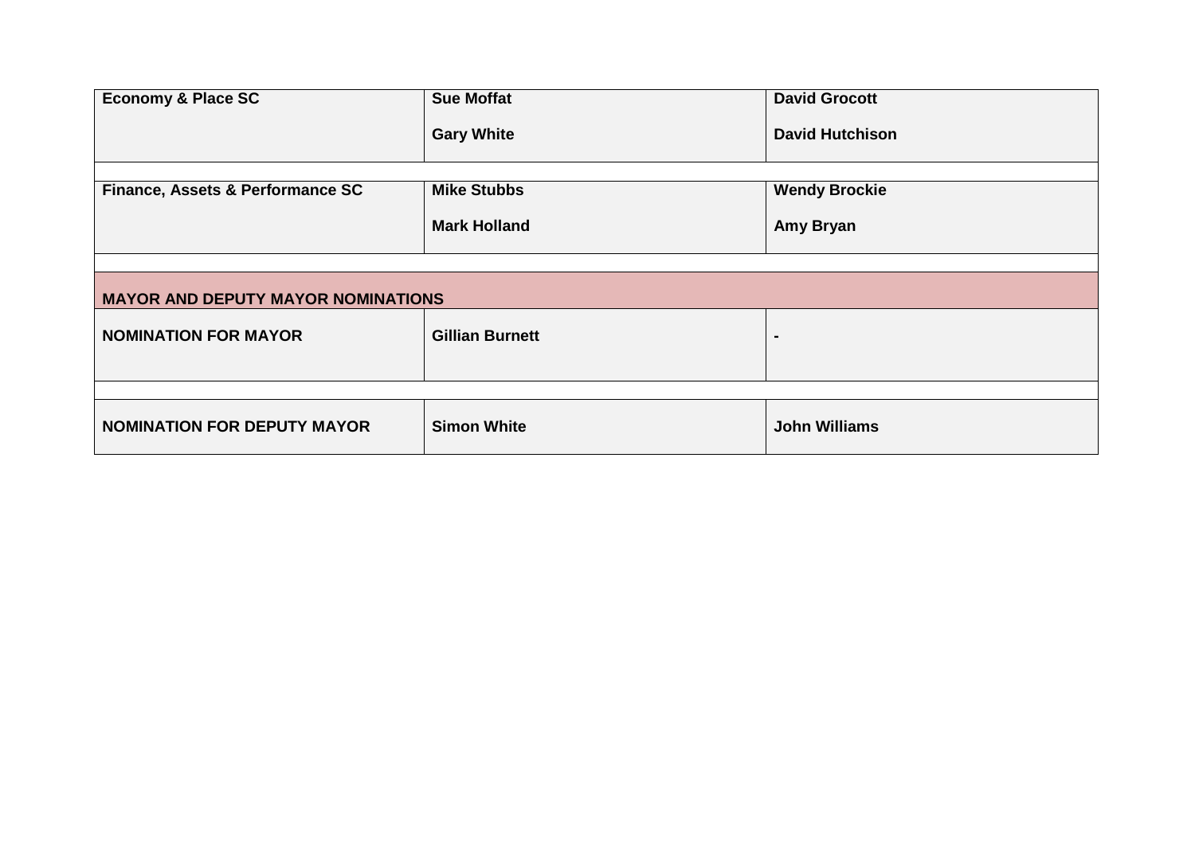| | | |
|---|---|---|
| **Economy & Place SC** | **Sue Moffat**<br><br>**Gary White** | **David Grocott**<br><br>**David Hutchison** |
| | | |
| **Finance, Assets & Performance SC** | **Mike Stubbs**<br><br>**Mark Holland** | **Wendy Brockie**<br><br>**Amy Bryan** |
| | | |
| **MAYOR AND DEPUTY MAYOR NOMINATIONS** | | |
| **NOMINATION FOR MAYOR** | **Gillian Burnett** | **-** |
| | | |
| **NOMINATION FOR DEPUTY MAYOR** | **Simon White** | **John Williams** |